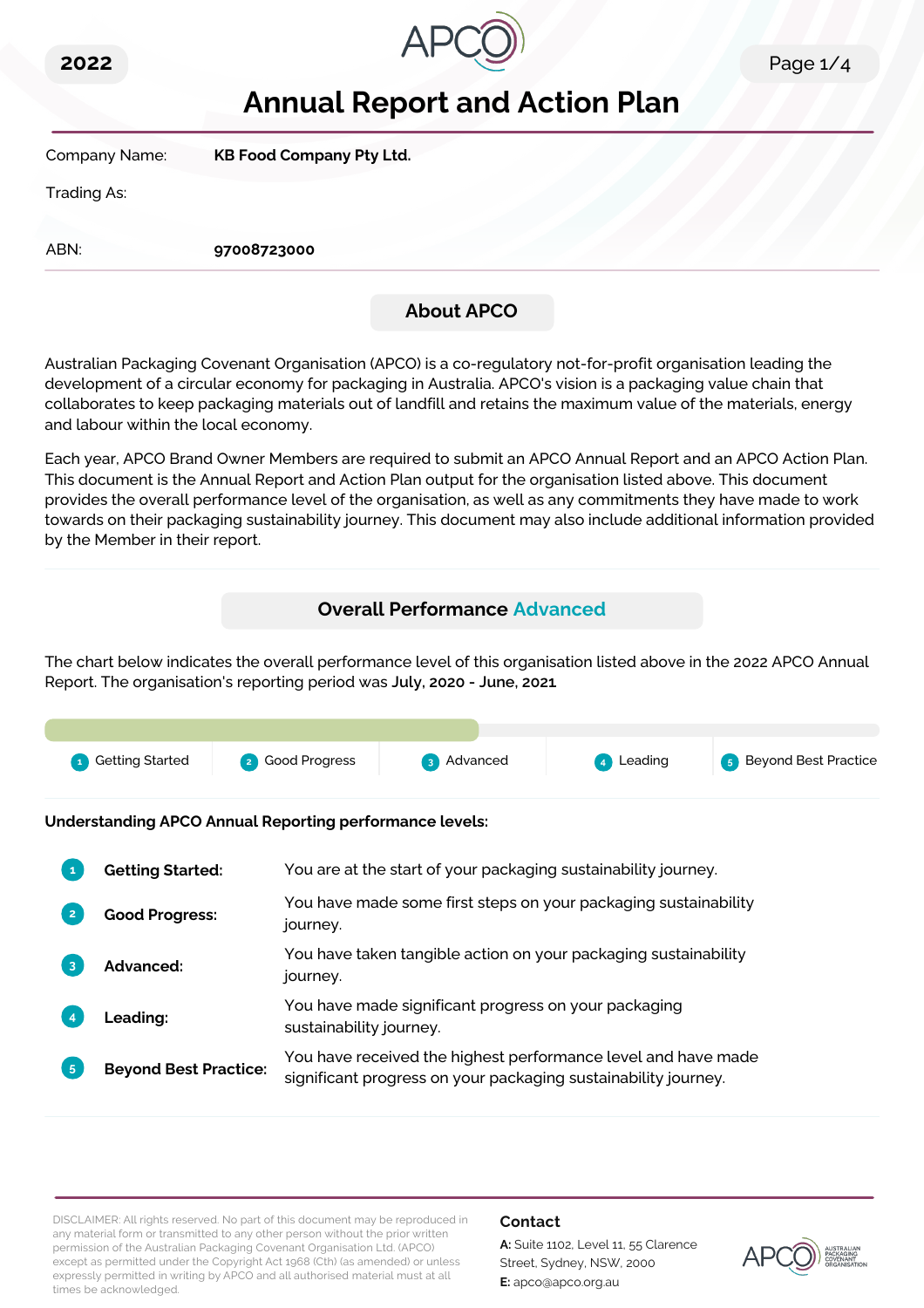# Annual Report and Action Plan

2022

| | |
|---|---|
| Company Name: | **KB Food Company Pty Ltd.** |
| Trading As: | |
| ABN: | **97008723000** |

## About APCO

Australian Packaging Covenant Organisation (APCO) is a co-regulatory not-for-profit organisation leading the development of a circular economy for packaging in Australia. APCO's vision is a packaging value chain that collaborates to keep packaging materials out of landfill and retains the maximum value of the materials, energy and labour within the local economy.

Each year, APCO Brand Owner Members are required to submit an APCO Annual Report and an APCO Action Plan. This document is the Annual Report and Action Plan output for the organisation listed above. This document provides the overall performance level of the organisation, as well as any commitments they have made to work towards on their packaging sustainability journey. This document may also include additional information provided by the Member in their report.

## Overall Performance Advanced

The chart below indicates the overall performance level of this organisation listed above in the 2022 APCO Annual Report. The organisation's reporting period was **July, 2020 - June, 2021**

1 Getting Started | 2 Good Progress | 3 Advanced | 4 Leading | 5 Beyond Best Practice

**Understanding APCO Annual Reporting performance levels:**

1. **Getting Started:** You are at the start of your packaging sustainability journey.
2. **Good Progress:** You have made some first steps on your packaging sustainability journey.
3. **Advanced:** You have taken tangible action on your packaging sustainability journey.
4. **Leading:** You have made significant progress on your packaging sustainability journey.
5. **Beyond Best Practice:** You have received the highest performance level and have made significant progress on your packaging sustainability journey.

DISCLAIMER: All rights reserved. No part of this document may be reproduced in any material form or transmitted to any other person without the prior written permission of the Australian Packaging Covenant Organisation Ltd. (APCO) except as permitted under the Copyright Act 1968 (Cth) (as amended) or unless expressly permitted in writing by APCO and all authorised material must at all times be acknowledged.

**Contact**

**A:** Suite 1102, Level 11, 55 Clarence Street, Sydney, NSW, 2000

**E:** apco@apco.org.au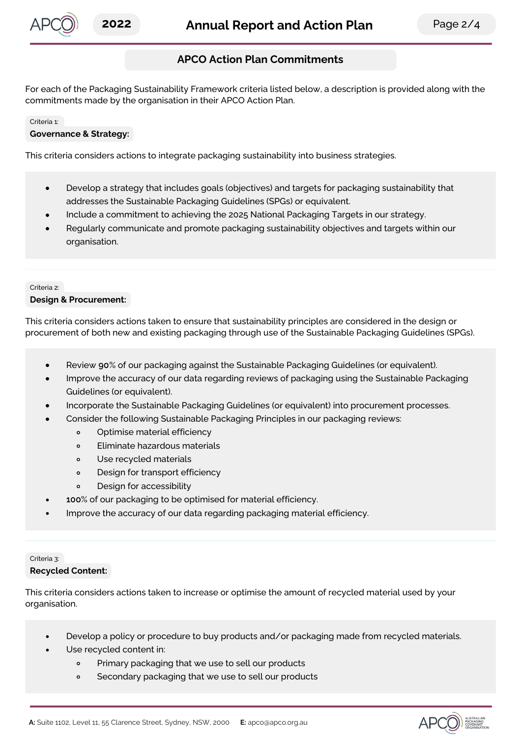## APCO Action Plan Commitments

For each of the Packaging Sustainability Framework criteria listed below, a description is provided along with the commitments made by the organisation in their APCO Action Plan.

Criteria 1:

### Governance & Strategy:

This criteria considers actions to integrate packaging sustainability into business strategies.

- Develop a strategy that includes goals (objectives) and targets for packaging sustainability that addresses the Sustainable Packaging Guidelines (SPGs) or equivalent.
- Include a commitment to achieving the 2025 National Packaging Targets in our strategy.
- Regularly communicate and promote packaging sustainability objectives and targets within our organisation.

Criteria 2:

### Design & Procurement:

This criteria considers actions taken to ensure that sustainability principles are considered in the design or procurement of both new and existing packaging through use of the Sustainable Packaging Guidelines (SPGs).

- Review **90**% of our packaging against the Sustainable Packaging Guidelines (or equivalent).
- Improve the accuracy of our data regarding reviews of packaging using the Sustainable Packaging Guidelines (or equivalent).
- Incorporate the Sustainable Packaging Guidelines (or equivalent) into procurement processes.
- Consider the following Sustainable Packaging Principles in our packaging reviews:
  - Optimise material efficiency
  - Eliminate hazardous materials
  - Use recycled materials
  - Design for transport efficiency
  - Design for accessibility
- **100**% of our packaging to be optimised for material efficiency.
- Improve the accuracy of our data regarding packaging material efficiency.

Criteria 3:

### Recycled Content:

This criteria considers actions taken to increase or optimise the amount of recycled material used by your organisation.

- Develop a policy or procedure to buy products and/or packaging made from recycled materials.
- Use recycled content in:
  - Primary packaging that we use to sell our products
  - Secondary packaging that we use to sell our products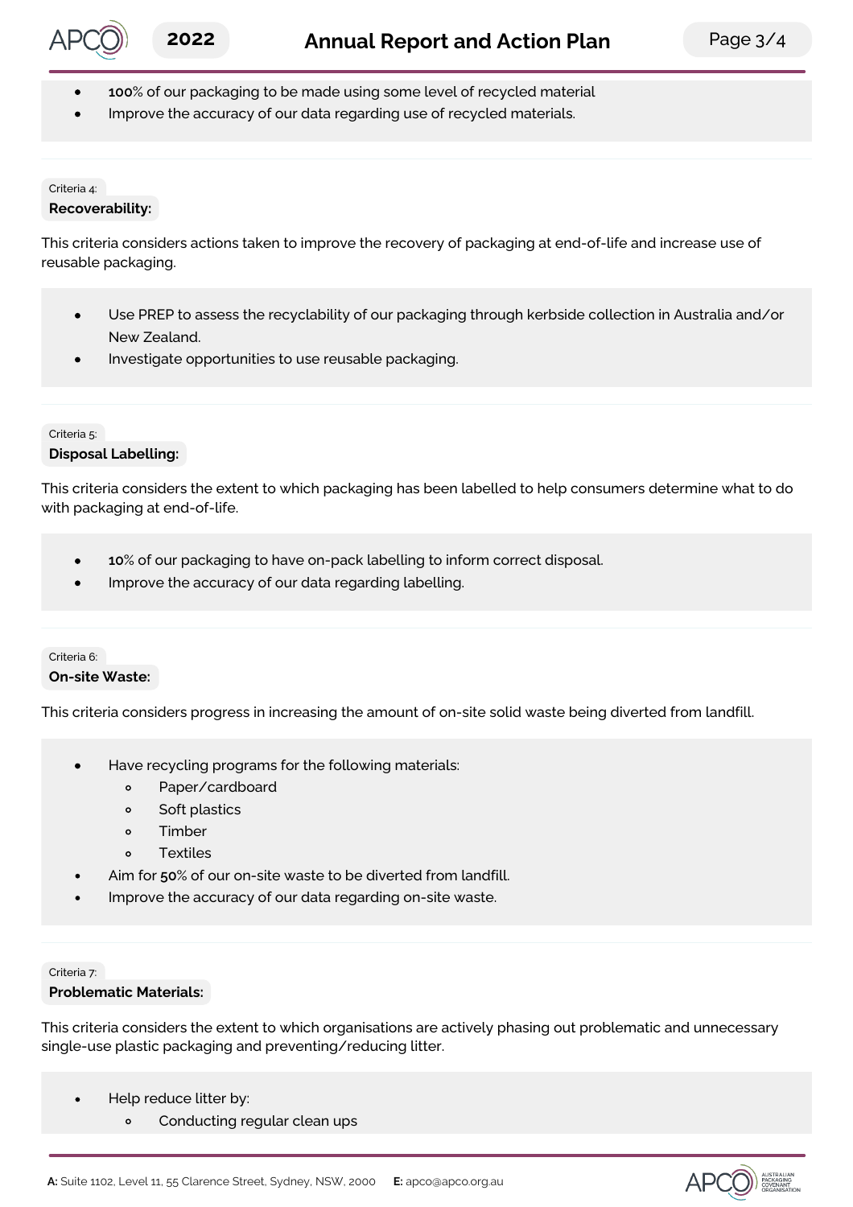- **100**% of our packaging to be made using some level of recycled material
- Improve the accuracy of our data regarding use of recycled materials.

Criteria 4:

**Recoverability:**

This criteria considers actions taken to improve the recovery of packaging at end-of-life and increase use of reusable packaging.

- Use PREP to assess the recyclability of our packaging through kerbside collection in Australia and/or New Zealand.
- Investigate opportunities to use reusable packaging.

Criteria 5:

**Disposal Labelling:**

This criteria considers the extent to which packaging has been labelled to help consumers determine what to do with packaging at end-of-life.

- **10**% of our packaging to have on-pack labelling to inform correct disposal.
- Improve the accuracy of our data regarding labelling.

Criteria 6:

**On-site Waste:**

This criteria considers progress in increasing the amount of on-site solid waste being diverted from landfill.

- Have recycling programs for the following materials:
    - Paper/cardboard
    - Soft plastics
    - Timber
    - Textiles
- Aim for **50**% of our on-site waste to be diverted from landfill.
- Improve the accuracy of our data regarding on-site waste.

Criteria 7:

**Problematic Materials:**

This criteria considers the extent to which organisations are actively phasing out problematic and unnecessary single-use plastic packaging and preventing/reducing litter.

- Help reduce litter by:
    - Conducting regular clean ups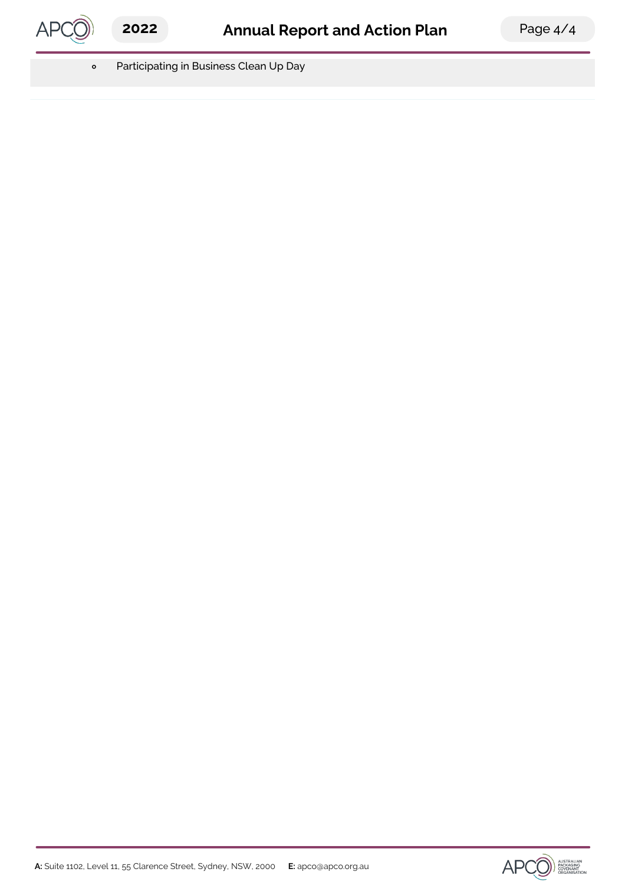- Participating in Business Clean Up Day